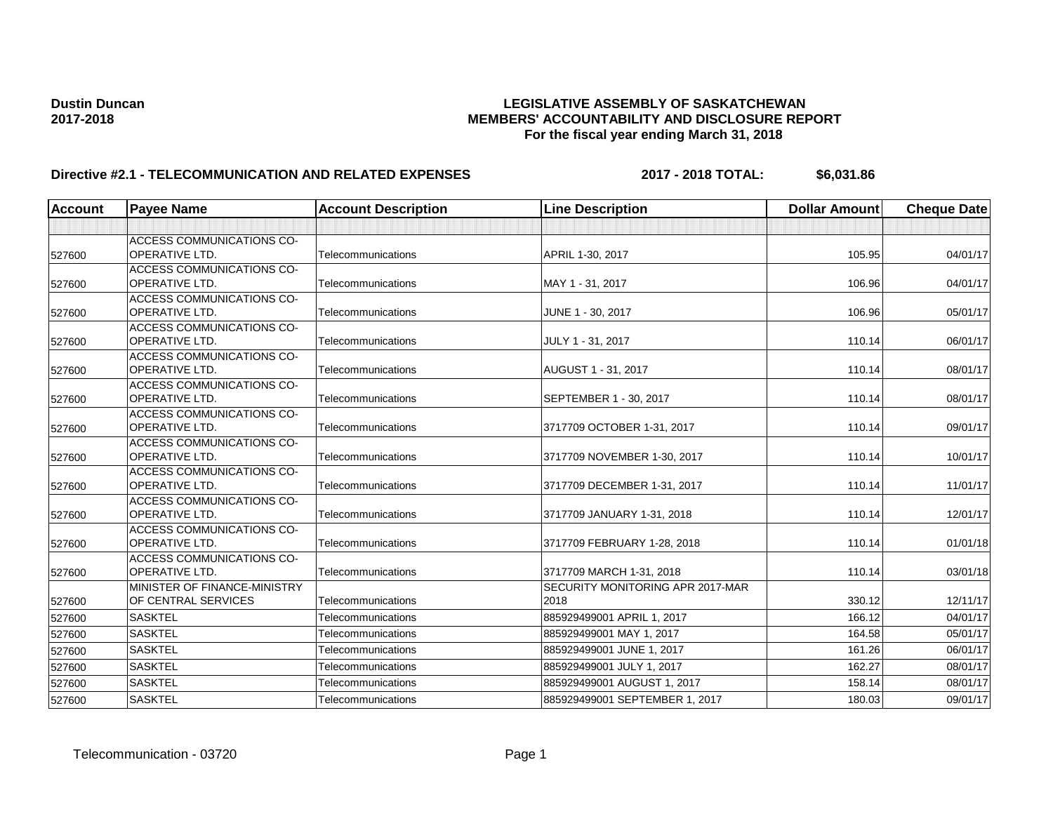**Dustin Duncan**
**2017-2018**

**LEGISLATIVE ASSEMBLY OF SASKATCHEWAN**
**MEMBERS' ACCOUNTABILITY AND DISCLOSURE REPORT**
**For the fiscal year ending March 31, 2018**

**Directive #2.1 - TELECOMMUNICATION AND RELATED EXPENSES** **2017 - 2018 TOTAL: $6,031.86**

| Account | Payee Name | Account Description | Line Description | Dollar Amount | Cheque Date |
|---|---|---|---|---|---|
| | | | | | |
| 527600 | ACCESS COMMUNICATIONS CO-OPERATIVE LTD. | Telecommunications | APRIL 1-30, 2017 | 105.95 | 04/01/17 |
| 527600 | ACCESS COMMUNICATIONS CO-OPERATIVE LTD. | Telecommunications | MAY 1 - 31, 2017 | 106.96 | 04/01/17 |
| 527600 | ACCESS COMMUNICATIONS CO-OPERATIVE LTD. | Telecommunications | JUNE 1 - 30, 2017 | 106.96 | 05/01/17 |
| 527600 | ACCESS COMMUNICATIONS CO-OPERATIVE LTD. | Telecommunications | JULY 1 - 31, 2017 | 110.14 | 06/01/17 |
| 527600 | ACCESS COMMUNICATIONS CO-OPERATIVE LTD. | Telecommunications | AUGUST 1 - 31, 2017 | 110.14 | 08/01/17 |
| 527600 | ACCESS COMMUNICATIONS CO-OPERATIVE LTD. | Telecommunications | SEPTEMBER 1 - 30, 2017 | 110.14 | 08/01/17 |
| 527600 | ACCESS COMMUNICATIONS CO-OPERATIVE LTD. | Telecommunications | 3717709 OCTOBER 1-31, 2017 | 110.14 | 09/01/17 |
| 527600 | ACCESS COMMUNICATIONS CO-OPERATIVE LTD. | Telecommunications | 3717709 NOVEMBER 1-30, 2017 | 110.14 | 10/01/17 |
| 527600 | ACCESS COMMUNICATIONS CO-OPERATIVE LTD. | Telecommunications | 3717709 DECEMBER 1-31, 2017 | 110.14 | 11/01/17 |
| 527600 | ACCESS COMMUNICATIONS CO-OPERATIVE LTD. | Telecommunications | 3717709 JANUARY 1-31, 2018 | 110.14 | 12/01/17 |
| 527600 | ACCESS COMMUNICATIONS CO-OPERATIVE LTD. | Telecommunications | 3717709 FEBRUARY 1-28, 2018 | 110.14 | 01/01/18 |
| 527600 | ACCESS COMMUNICATIONS CO-OPERATIVE LTD. | Telecommunications | 3717709 MARCH 1-31, 2018 | 110.14 | 03/01/18 |
| 527600 | MINISTER OF FINANCE-MINISTRY OF CENTRAL SERVICES | Telecommunications | SECURITY MONITORING APR 2017-MAR 2018 | 330.12 | 12/11/17 |
| 527600 | SASKTEL | Telecommunications | 885929499001 APRIL 1, 2017 | 166.12 | 04/01/17 |
| 527600 | SASKTEL | Telecommunications | 885929499001 MAY 1, 2017 | 164.58 | 05/01/17 |
| 527600 | SASKTEL | Telecommunications | 885929499001 JUNE 1, 2017 | 161.26 | 06/01/17 |
| 527600 | SASKTEL | Telecommunications | 885929499001 JULY 1, 2017 | 162.27 | 08/01/17 |
| 527600 | SASKTEL | Telecommunications | 885929499001 AUGUST 1, 2017 | 158.14 | 08/01/17 |
| 527600 | SASKTEL | Telecommunications | 885929499001 SEPTEMBER 1, 2017 | 180.03 | 09/01/17 |

Telecommunication - 03720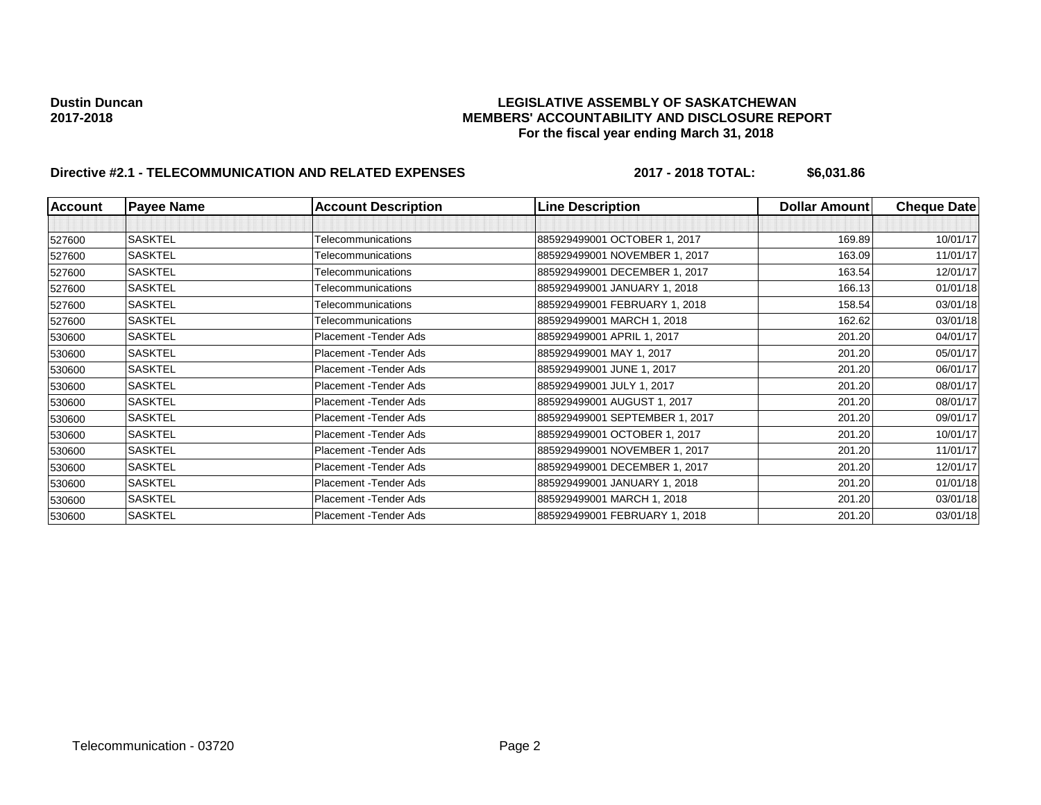**Dustin Duncan**
**2017-2018**

# LEGISLATIVE ASSEMBLY OF SASKATCHEWAN
## MEMBERS' ACCOUNTABILITY AND DISCLOSURE REPORT
### For the fiscal year ending March 31, 2018

**Directive #2.1 - TELECOMMUNICATION AND RELATED EXPENSES** **2017 - 2018 TOTAL: $6,031.86**

| Account | Payee Name | Account Description | Line Description | Dollar Amount | Cheque Date |
|---|---|---|---|---|---|
| | | | | | |
| 527600 | SASKTEL | Telecommunications | 885929499001 OCTOBER 1, 2017 | 169.89 | 10/01/17 |
| 527600 | SASKTEL | Telecommunications | 885929499001 NOVEMBER 1, 2017 | 163.09 | 11/01/17 |
| 527600 | SASKTEL | Telecommunications | 885929499001 DECEMBER 1, 2017 | 163.54 | 12/01/17 |
| 527600 | SASKTEL | Telecommunications | 885929499001 JANUARY 1, 2018 | 166.13 | 01/01/18 |
| 527600 | SASKTEL | Telecommunications | 885929499001 FEBRUARY 1, 2018 | 158.54 | 03/01/18 |
| 527600 | SASKTEL | Telecommunications | 885929499001 MARCH 1, 2018 | 162.62 | 03/01/18 |
| 530600 | SASKTEL | Placement -Tender Ads | 885929499001 APRIL 1, 2017 | 201.20 | 04/01/17 |
| 530600 | SASKTEL | Placement -Tender Ads | 885929499001 MAY 1, 2017 | 201.20 | 05/01/17 |
| 530600 | SASKTEL | Placement -Tender Ads | 885929499001 JUNE 1, 2017 | 201.20 | 06/01/17 |
| 530600 | SASKTEL | Placement -Tender Ads | 885929499001 JULY 1, 2017 | 201.20 | 08/01/17 |
| 530600 | SASKTEL | Placement -Tender Ads | 885929499001 AUGUST 1, 2017 | 201.20 | 08/01/17 |
| 530600 | SASKTEL | Placement -Tender Ads | 885929499001 SEPTEMBER 1, 2017 | 201.20 | 09/01/17 |
| 530600 | SASKTEL | Placement -Tender Ads | 885929499001 OCTOBER 1, 2017 | 201.20 | 10/01/17 |
| 530600 | SASKTEL | Placement -Tender Ads | 885929499001 NOVEMBER 1, 2017 | 201.20 | 11/01/17 |
| 530600 | SASKTEL | Placement -Tender Ads | 885929499001 DECEMBER 1, 2017 | 201.20 | 12/01/17 |
| 530600 | SASKTEL | Placement -Tender Ads | 885929499001 JANUARY 1, 2018 | 201.20 | 01/01/18 |
| 530600 | SASKTEL | Placement -Tender Ads | 885929499001 MARCH 1, 2018 | 201.20 | 03/01/18 |
| 530600 | SASKTEL | Placement -Tender Ads | 885929499001 FEBRUARY 1, 2018 | 201.20 | 03/01/18 |

Telecommunication - 03720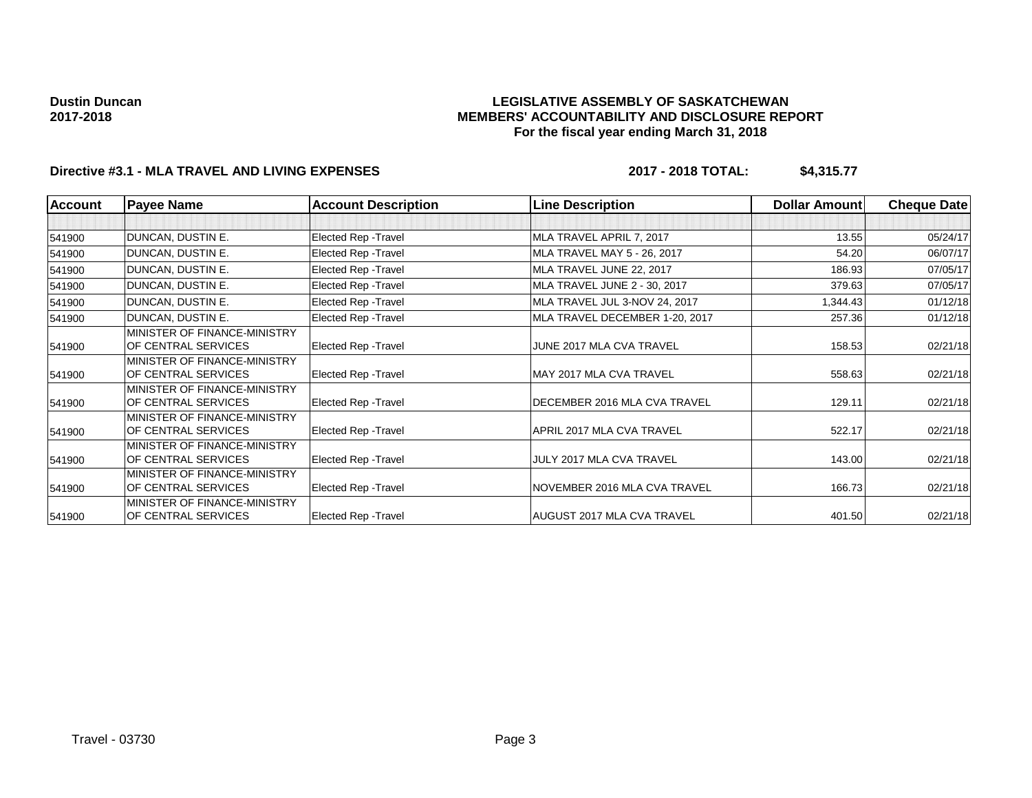**Dustin Duncan**
**2017-2018**

**LEGISLATIVE ASSEMBLY OF SASKATCHEWAN**
**MEMBERS' ACCOUNTABILITY AND DISCLOSURE REPORT**
**For the fiscal year ending March 31, 2018**

**Directive #3.1 - MLA TRAVEL AND LIVING EXPENSES** **2017 - 2018 TOTAL: $4,315.77**

| Account | Payee Name | Account Description | Line Description | Dollar Amount | Cheque Date |
|---|---|---|---|---|---|
| | | | | | |
| 541900 | DUNCAN, DUSTIN E. | Elected Rep -Travel | MLA TRAVEL APRIL 7, 2017 | 13.55 | 05/24/17 |
| 541900 | DUNCAN, DUSTIN E. | Elected Rep -Travel | MLA TRAVEL MAY 5 - 26, 2017 | 54.20 | 06/07/17 |
| 541900 | DUNCAN, DUSTIN E. | Elected Rep -Travel | MLA TRAVEL JUNE 22, 2017 | 186.93 | 07/05/17 |
| 541900 | DUNCAN, DUSTIN E. | Elected Rep -Travel | MLA TRAVEL JUNE 2 - 30, 2017 | 379.63 | 07/05/17 |
| 541900 | DUNCAN, DUSTIN E. | Elected Rep -Travel | MLA TRAVEL JUL 3-NOV 24, 2017 | 1,344.43 | 01/12/18 |
| 541900 | DUNCAN, DUSTIN E. | Elected Rep -Travel | MLA TRAVEL DECEMBER 1-20, 2017 | 257.36 | 01/12/18 |
| 541900 | MINISTER OF FINANCE-MINISTRY OF CENTRAL SERVICES | Elected Rep -Travel | JUNE 2017 MLA CVA TRAVEL | 158.53 | 02/21/18 |
| 541900 | MINISTER OF FINANCE-MINISTRY OF CENTRAL SERVICES | Elected Rep -Travel | MAY 2017 MLA CVA TRAVEL | 558.63 | 02/21/18 |
| 541900 | MINISTER OF FINANCE-MINISTRY OF CENTRAL SERVICES | Elected Rep -Travel | DECEMBER 2016 MLA CVA TRAVEL | 129.11 | 02/21/18 |
| 541900 | MINISTER OF FINANCE-MINISTRY OF CENTRAL SERVICES | Elected Rep -Travel | APRIL 2017 MLA CVA TRAVEL | 522.17 | 02/21/18 |
| 541900 | MINISTER OF FINANCE-MINISTRY OF CENTRAL SERVICES | Elected Rep -Travel | JULY 2017 MLA CVA TRAVEL | 143.00 | 02/21/18 |
| 541900 | MINISTER OF FINANCE-MINISTRY OF CENTRAL SERVICES | Elected Rep -Travel | NOVEMBER 2016 MLA CVA TRAVEL | 166.73 | 02/21/18 |
| 541900 | MINISTER OF FINANCE-MINISTRY OF CENTRAL SERVICES | Elected Rep -Travel | AUGUST 2017 MLA CVA TRAVEL | 401.50 | 02/21/18 |

Travel - 03730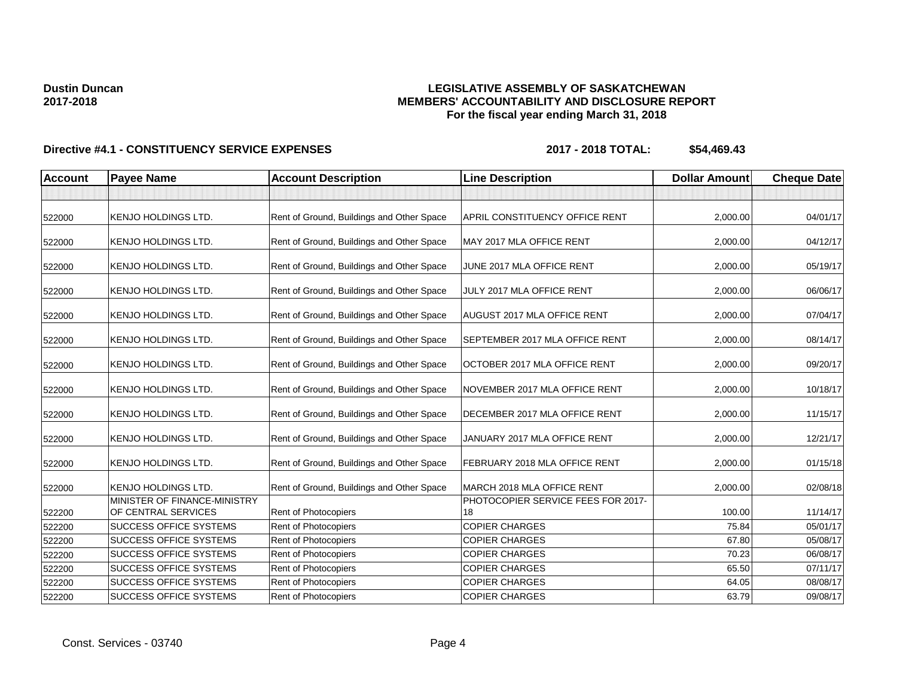**Dustin Duncan**
**2017-2018**

**LEGISLATIVE ASSEMBLY OF SASKATCHEWAN**
**MEMBERS' ACCOUNTABILITY AND DISCLOSURE REPORT**
**For the fiscal year ending March 31, 2018**

**Directive #4.1 - CONSTITUENCY SERVICE EXPENSES** **2017 - 2018 TOTAL: $54,469.43**

| Account | Payee Name | Account Description | Line Description | Dollar Amount | Cheque Date |
|---|---|---|---|---|---|
| | | | | | |
| 522000 | KENJO HOLDINGS LTD. | Rent of Ground, Buildings and Other Space | APRIL CONSTITUENCY OFFICE RENT | 2,000.00 | 04/01/17 |
| 522000 | KENJO HOLDINGS LTD. | Rent of Ground, Buildings and Other Space | MAY 2017 MLA OFFICE RENT | 2,000.00 | 04/12/17 |
| 522000 | KENJO HOLDINGS LTD. | Rent of Ground, Buildings and Other Space | JUNE 2017 MLA OFFICE RENT | 2,000.00 | 05/19/17 |
| 522000 | KENJO HOLDINGS LTD. | Rent of Ground, Buildings and Other Space | JULY 2017 MLA OFFICE RENT | 2,000.00 | 06/06/17 |
| 522000 | KENJO HOLDINGS LTD. | Rent of Ground, Buildings and Other Space | AUGUST 2017 MLA OFFICE RENT | 2,000.00 | 07/04/17 |
| 522000 | KENJO HOLDINGS LTD. | Rent of Ground, Buildings and Other Space | SEPTEMBER 2017 MLA OFFICE RENT | 2,000.00 | 08/14/17 |
| 522000 | KENJO HOLDINGS LTD. | Rent of Ground, Buildings and Other Space | OCTOBER 2017 MLA OFFICE RENT | 2,000.00 | 09/20/17 |
| 522000 | KENJO HOLDINGS LTD. | Rent of Ground, Buildings and Other Space | NOVEMBER 2017 MLA OFFICE RENT | 2,000.00 | 10/18/17 |
| 522000 | KENJO HOLDINGS LTD. | Rent of Ground, Buildings and Other Space | DECEMBER 2017 MLA OFFICE RENT | 2,000.00 | 11/15/17 |
| 522000 | KENJO HOLDINGS LTD. | Rent of Ground, Buildings and Other Space | JANUARY 2017 MLA OFFICE RENT | 2,000.00 | 12/21/17 |
| 522000 | KENJO HOLDINGS LTD. | Rent of Ground, Buildings and Other Space | FEBRUARY 2018 MLA OFFICE RENT | 2,000.00 | 01/15/18 |
| 522000 | KENJO HOLDINGS LTD. | Rent of Ground, Buildings and Other Space | MARCH 2018 MLA OFFICE RENT | 2,000.00 | 02/08/18 |
| 522200 | MINISTER OF FINANCE-MINISTRY OF CENTRAL SERVICES | Rent of Photocopiers | PHOTOCOPIER SERVICE FEES FOR 2017-18 | 100.00 | 11/14/17 |
| 522200 | SUCCESS OFFICE SYSTEMS | Rent of Photocopiers | COPIER CHARGES | 75.84 | 05/01/17 |
| 522200 | SUCCESS OFFICE SYSTEMS | Rent of Photocopiers | COPIER CHARGES | 67.80 | 05/08/17 |
| 522200 | SUCCESS OFFICE SYSTEMS | Rent of Photocopiers | COPIER CHARGES | 70.23 | 06/08/17 |
| 522200 | SUCCESS OFFICE SYSTEMS | Rent of Photocopiers | COPIER CHARGES | 65.50 | 07/11/17 |
| 522200 | SUCCESS OFFICE SYSTEMS | Rent of Photocopiers | COPIER CHARGES | 64.05 | 08/08/17 |
| 522200 | SUCCESS OFFICE SYSTEMS | Rent of Photocopiers | COPIER CHARGES | 63.79 | 09/08/17 |

Const. Services - 03740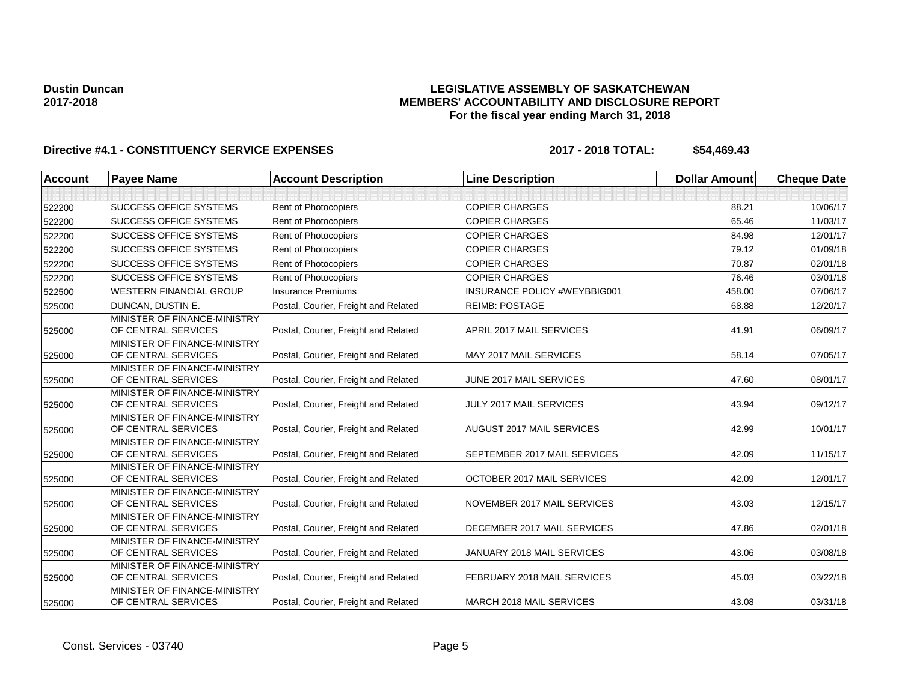**Dustin Duncan**
**2017-2018**

# LEGISLATIVE ASSEMBLY OF SASKATCHEWAN
## MEMBERS' ACCOUNTABILITY AND DISCLOSURE REPORT
### For the fiscal year ending March 31, 2018

**Directive #4.1 - CONSTITUENCY SERVICE EXPENSES** **2017 - 2018 TOTAL: $54,469.43**

| Account | Payee Name | Account Description | Line Description | Dollar Amount | Cheque Date |
|---|---|---|---|---|---|
| | | | | | |
| 522200 | SUCCESS OFFICE SYSTEMS | Rent of Photocopiers | COPIER CHARGES | 88.21 | 10/06/17 |
| 522200 | SUCCESS OFFICE SYSTEMS | Rent of Photocopiers | COPIER CHARGES | 65.46 | 11/03/17 |
| 522200 | SUCCESS OFFICE SYSTEMS | Rent of Photocopiers | COPIER CHARGES | 84.98 | 12/01/17 |
| 522200 | SUCCESS OFFICE SYSTEMS | Rent of Photocopiers | COPIER CHARGES | 79.12 | 01/09/18 |
| 522200 | SUCCESS OFFICE SYSTEMS | Rent of Photocopiers | COPIER CHARGES | 70.87 | 02/01/18 |
| 522200 | SUCCESS OFFICE SYSTEMS | Rent of Photocopiers | COPIER CHARGES | 76.46 | 03/01/18 |
| 522500 | WESTERN FINANCIAL GROUP | Insurance Premiums | INSURANCE POLICY #WEYBBIG001 | 458.00 | 07/06/17 |
| 525000 | DUNCAN, DUSTIN E. | Postal, Courier, Freight and Related | REIMB: POSTAGE | 68.88 | 12/20/17 |
| 525000 | MINISTER OF FINANCE-MINISTRY OF CENTRAL SERVICES | Postal, Courier, Freight and Related | APRIL 2017 MAIL SERVICES | 41.91 | 06/09/17 |
| 525000 | MINISTER OF FINANCE-MINISTRY OF CENTRAL SERVICES | Postal, Courier, Freight and Related | MAY 2017 MAIL SERVICES | 58.14 | 07/05/17 |
| 525000 | MINISTER OF FINANCE-MINISTRY OF CENTRAL SERVICES | Postal, Courier, Freight and Related | JUNE 2017 MAIL SERVICES | 47.60 | 08/01/17 |
| 525000 | MINISTER OF FINANCE-MINISTRY OF CENTRAL SERVICES | Postal, Courier, Freight and Related | JULY 2017 MAIL SERVICES | 43.94 | 09/12/17 |
| 525000 | MINISTER OF FINANCE-MINISTRY OF CENTRAL SERVICES | Postal, Courier, Freight and Related | AUGUST 2017 MAIL SERVICES | 42.99 | 10/01/17 |
| 525000 | MINISTER OF FINANCE-MINISTRY OF CENTRAL SERVICES | Postal, Courier, Freight and Related | SEPTEMBER 2017 MAIL SERVICES | 42.09 | 11/15/17 |
| 525000 | MINISTER OF FINANCE-MINISTRY OF CENTRAL SERVICES | Postal, Courier, Freight and Related | OCTOBER 2017 MAIL SERVICES | 42.09 | 12/01/17 |
| 525000 | MINISTER OF FINANCE-MINISTRY OF CENTRAL SERVICES | Postal, Courier, Freight and Related | NOVEMBER 2017 MAIL SERVICES | 43.03 | 12/15/17 |
| 525000 | MINISTER OF FINANCE-MINISTRY OF CENTRAL SERVICES | Postal, Courier, Freight and Related | DECEMBER 2017 MAIL SERVICES | 47.86 | 02/01/18 |
| 525000 | MINISTER OF FINANCE-MINISTRY OF CENTRAL SERVICES | Postal, Courier, Freight and Related | JANUARY 2018 MAIL SERVICES | 43.06 | 03/08/18 |
| 525000 | MINISTER OF FINANCE-MINISTRY OF CENTRAL SERVICES | Postal, Courier, Freight and Related | FEBRUARY 2018 MAIL SERVICES | 45.03 | 03/22/18 |
| 525000 | MINISTER OF FINANCE-MINISTRY OF CENTRAL SERVICES | Postal, Courier, Freight and Related | MARCH 2018 MAIL SERVICES | 43.08 | 03/31/18 |

Const. Services - 03740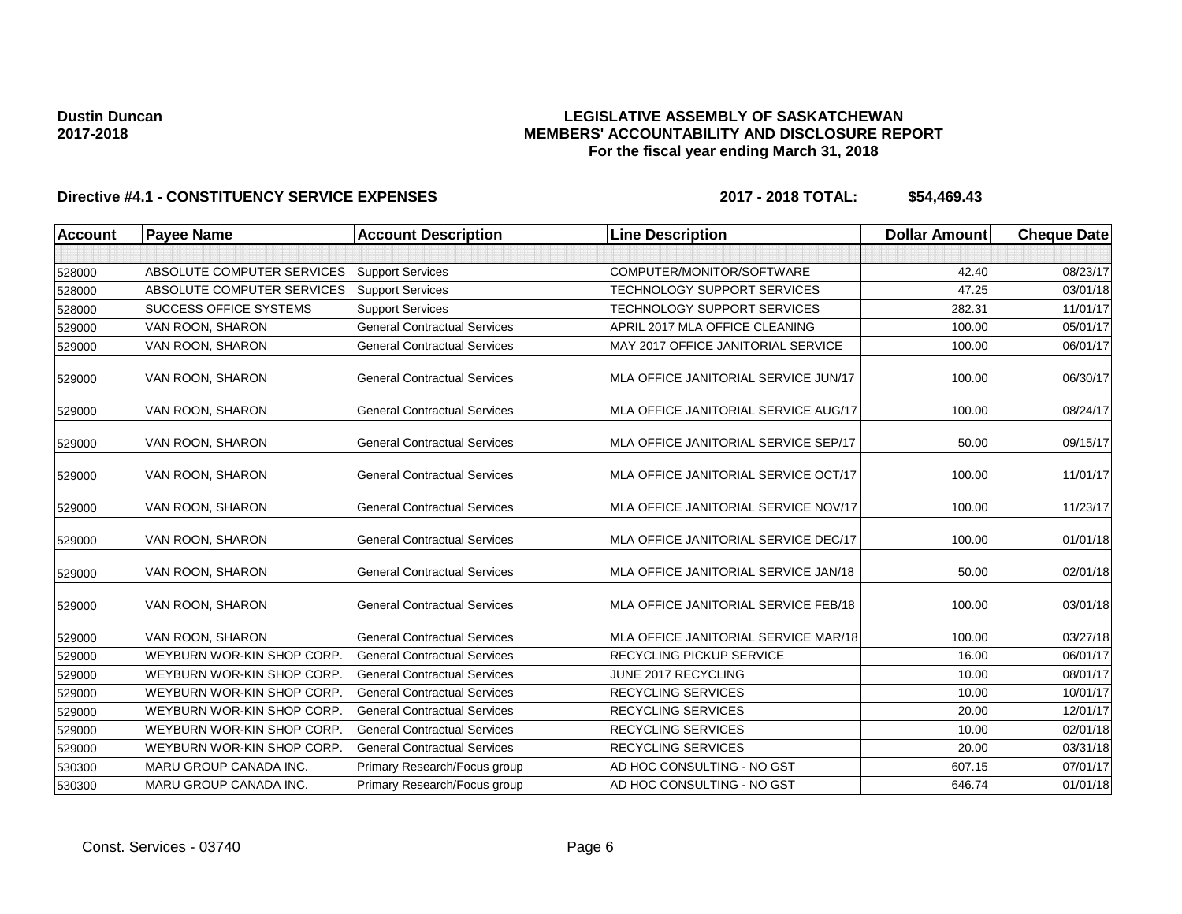**Dustin Duncan**
**2017-2018**

**LEGISLATIVE ASSEMBLY OF SASKATCHEWAN**
**MEMBERS' ACCOUNTABILITY AND DISCLOSURE REPORT**
**For the fiscal year ending March 31, 2018**

**Directive #4.1 - CONSTITUENCY SERVICE EXPENSES** **2017 - 2018 TOTAL: $54,469.43**

| Account | Payee Name | Account Description | Line Description | Dollar Amount | Cheque Date |
|---|---|---|---|---|---|
| | | | | | |
| 528000 | ABSOLUTE COMPUTER SERVICES | Support Services | COMPUTER/MONITOR/SOFTWARE | 42.40 | 08/23/17 |
| 528000 | ABSOLUTE COMPUTER SERVICES | Support Services | TECHNOLOGY SUPPORT SERVICES | 47.25 | 03/01/18 |
| 528000 | SUCCESS OFFICE SYSTEMS | Support Services | TECHNOLOGY SUPPORT SERVICES | 282.31 | 11/01/17 |
| 529000 | VAN ROON, SHARON | General Contractual Services | APRIL 2017 MLA OFFICE CLEANING | 100.00 | 05/01/17 |
| 529000 | VAN ROON, SHARON | General Contractual Services | MAY 2017 OFFICE JANITORIAL SERVICE | 100.00 | 06/01/17 |
| 529000 | VAN ROON, SHARON | General Contractual Services | MLA OFFICE JANITORIAL SERVICE JUN/17 | 100.00 | 06/30/17 |
| 529000 | VAN ROON, SHARON | General Contractual Services | MLA OFFICE JANITORIAL SERVICE AUG/17 | 100.00 | 08/24/17 |
| 529000 | VAN ROON, SHARON | General Contractual Services | MLA OFFICE JANITORIAL SERVICE SEP/17 | 50.00 | 09/15/17 |
| 529000 | VAN ROON, SHARON | General Contractual Services | MLA OFFICE JANITORIAL SERVICE OCT/17 | 100.00 | 11/01/17 |
| 529000 | VAN ROON, SHARON | General Contractual Services | MLA OFFICE JANITORIAL SERVICE NOV/17 | 100.00 | 11/23/17 |
| 529000 | VAN ROON, SHARON | General Contractual Services | MLA OFFICE JANITORIAL SERVICE DEC/17 | 100.00 | 01/01/18 |
| 529000 | VAN ROON, SHARON | General Contractual Services | MLA OFFICE JANITORIAL SERVICE JAN/18 | 50.00 | 02/01/18 |
| 529000 | VAN ROON, SHARON | General Contractual Services | MLA OFFICE JANITORIAL SERVICE FEB/18 | 100.00 | 03/01/18 |
| 529000 | VAN ROON, SHARON | General Contractual Services | MLA OFFICE JANITORIAL SERVICE MAR/18 | 100.00 | 03/27/18 |
| 529000 | WEYBURN WOR-KIN SHOP CORP. | General Contractual Services | RECYCLING PICKUP SERVICE | 16.00 | 06/01/17 |
| 529000 | WEYBURN WOR-KIN SHOP CORP. | General Contractual Services | JUNE 2017 RECYCLING | 10.00 | 08/01/17 |
| 529000 | WEYBURN WOR-KIN SHOP CORP. | General Contractual Services | RECYCLING SERVICES | 10.00 | 10/01/17 |
| 529000 | WEYBURN WOR-KIN SHOP CORP. | General Contractual Services | RECYCLING SERVICES | 20.00 | 12/01/17 |
| 529000 | WEYBURN WOR-KIN SHOP CORP. | General Contractual Services | RECYCLING SERVICES | 10.00 | 02/01/18 |
| 529000 | WEYBURN WOR-KIN SHOP CORP. | General Contractual Services | RECYCLING SERVICES | 20.00 | 03/31/18 |
| 530300 | MARU GROUP CANADA INC. | Primary Research/Focus group | AD HOC CONSULTING - NO GST | 607.15 | 07/01/17 |
| 530300 | MARU GROUP CANADA INC. | Primary Research/Focus group | AD HOC CONSULTING - NO GST | 646.74 | 01/01/18 |

Const. Services - 03740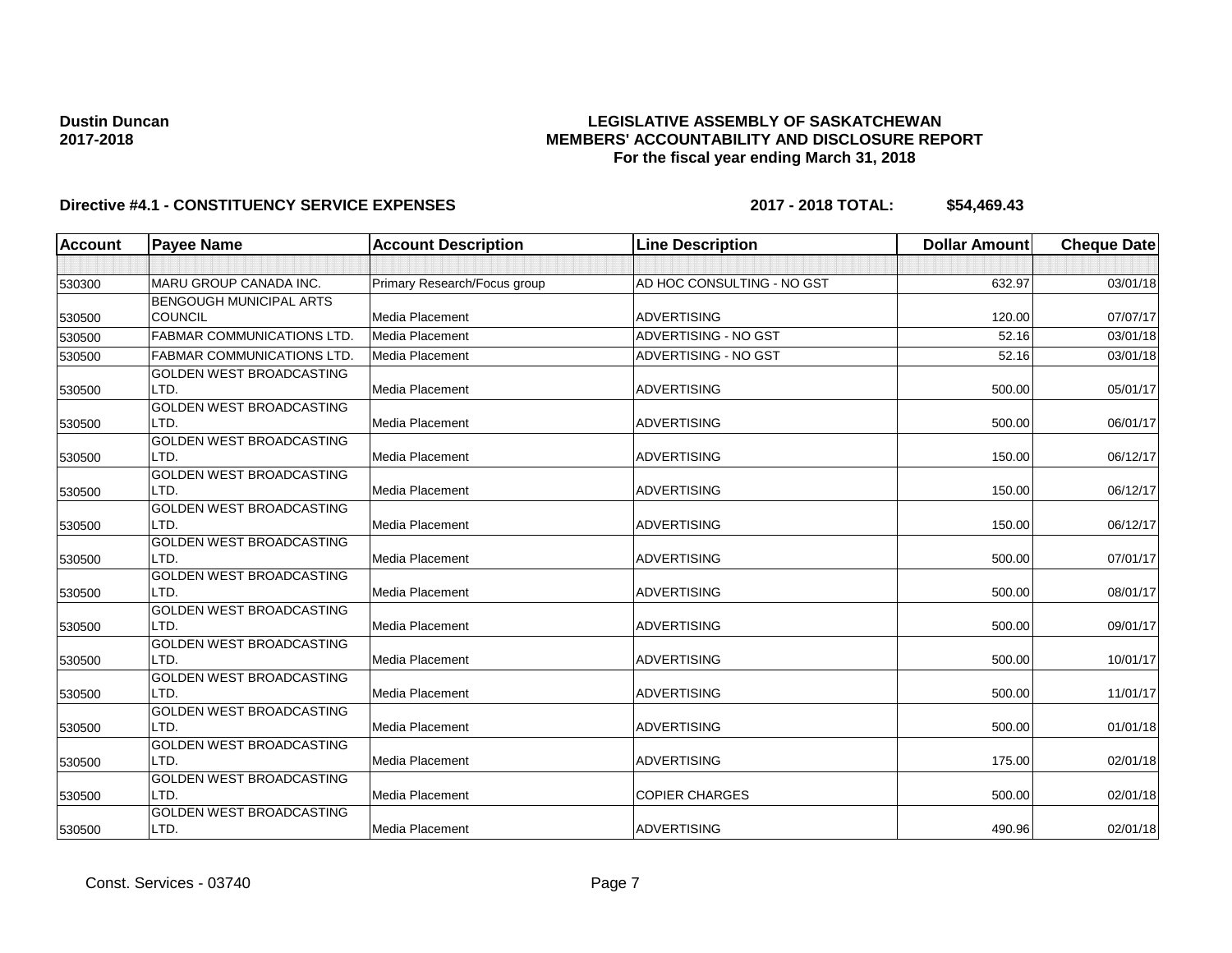**Dustin Duncan**
**2017-2018**

**LEGISLATIVE ASSEMBLY OF SASKATCHEWAN**
**MEMBERS' ACCOUNTABILITY AND DISCLOSURE REPORT**
**For the fiscal year ending March 31, 2018**

**Directive #4.1 - CONSTITUENCY SERVICE EXPENSES** **2017 - 2018 TOTAL: $54,469.43**

| Account | Payee Name | Account Description | Line Description | Dollar Amount | Cheque Date |
|---|---|---|---|---|---|
| | | | | | |
| 530300 | MARU GROUP CANADA INC. | Primary Research/Focus group | AD HOC CONSULTING - NO GST | 632.97 | 03/01/18 |
| 530500 | BENGOUGH MUNICIPAL ARTS COUNCIL | Media Placement | ADVERTISING | 120.00 | 07/07/17 |
| 530500 | FABMAR COMMUNICATIONS LTD. | Media Placement | ADVERTISING - NO GST | 52.16 | 03/01/18 |
| 530500 | FABMAR COMMUNICATIONS LTD. | Media Placement | ADVERTISING - NO GST | 52.16 | 03/01/18 |
| 530500 | GOLDEN WEST BROADCASTING LTD. | Media Placement | ADVERTISING | 500.00 | 05/01/17 |
| 530500 | GOLDEN WEST BROADCASTING LTD. | Media Placement | ADVERTISING | 500.00 | 06/01/17 |
| 530500 | GOLDEN WEST BROADCASTING LTD. | Media Placement | ADVERTISING | 150.00 | 06/12/17 |
| 530500 | GOLDEN WEST BROADCASTING LTD. | Media Placement | ADVERTISING | 150.00 | 06/12/17 |
| 530500 | GOLDEN WEST BROADCASTING LTD. | Media Placement | ADVERTISING | 150.00 | 06/12/17 |
| 530500 | GOLDEN WEST BROADCASTING LTD. | Media Placement | ADVERTISING | 500.00 | 07/01/17 |
| 530500 | GOLDEN WEST BROADCASTING LTD. | Media Placement | ADVERTISING | 500.00 | 08/01/17 |
| 530500 | GOLDEN WEST BROADCASTING LTD. | Media Placement | ADVERTISING | 500.00 | 09/01/17 |
| 530500 | GOLDEN WEST BROADCASTING LTD. | Media Placement | ADVERTISING | 500.00 | 10/01/17 |
| 530500 | GOLDEN WEST BROADCASTING LTD. | Media Placement | ADVERTISING | 500.00 | 11/01/17 |
| 530500 | GOLDEN WEST BROADCASTING LTD. | Media Placement | ADVERTISING | 500.00 | 01/01/18 |
| 530500 | GOLDEN WEST BROADCASTING LTD. | Media Placement | ADVERTISING | 175.00 | 02/01/18 |
| 530500 | GOLDEN WEST BROADCASTING LTD. | Media Placement | COPIER CHARGES | 500.00 | 02/01/18 |
| 530500 | GOLDEN WEST BROADCASTING LTD. | Media Placement | ADVERTISING | 490.96 | 02/01/18 |

Const. Services - 03740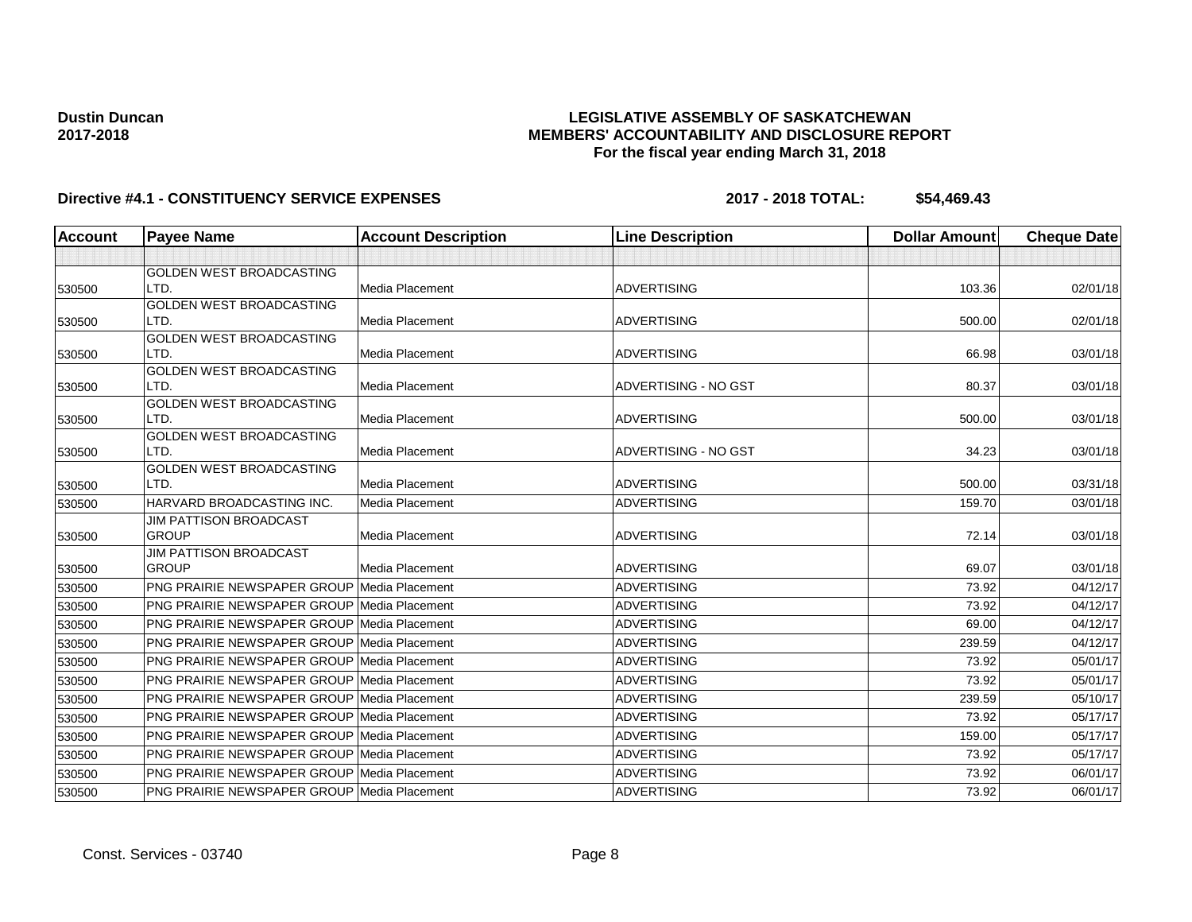**Dustin Duncan**
**2017-2018**

# LEGISLATIVE ASSEMBLY OF SASKATCHEWAN
## MEMBERS' ACCOUNTABILITY AND DISCLOSURE REPORT
### For the fiscal year ending March 31, 2018

**Directive #4.1 - CONSTITUENCY SERVICE EXPENSES** **2017 - 2018 TOTAL: $54,469.43**

| Account | Payee Name | Account Description | Line Description | Dollar Amount | Cheque Date |
|---|---|---|---|---|---|
| | | | | | |
| 530500 | GOLDEN WEST BROADCASTING LTD. | Media Placement | ADVERTISING | 103.36 | 02/01/18 |
| 530500 | GOLDEN WEST BROADCASTING LTD. | Media Placement | ADVERTISING | 500.00 | 02/01/18 |
| 530500 | GOLDEN WEST BROADCASTING LTD. | Media Placement | ADVERTISING | 66.98 | 03/01/18 |
| 530500 | GOLDEN WEST BROADCASTING LTD. | Media Placement | ADVERTISING - NO GST | 80.37 | 03/01/18 |
| 530500 | GOLDEN WEST BROADCASTING LTD. | Media Placement | ADVERTISING | 500.00 | 03/01/18 |
| 530500 | GOLDEN WEST BROADCASTING LTD. | Media Placement | ADVERTISING - NO GST | 34.23 | 03/01/18 |
| 530500 | GOLDEN WEST BROADCASTING LTD. | Media Placement | ADVERTISING | 500.00 | 03/31/18 |
| 530500 | HARVARD BROADCASTING INC. | Media Placement | ADVERTISING | 159.70 | 03/01/18 |
| 530500 | JIM PATTISON BROADCAST GROUP | Media Placement | ADVERTISING | 72.14 | 03/01/18 |
| 530500 | JIM PATTISON BROADCAST GROUP | Media Placement | ADVERTISING | 69.07 | 03/01/18 |
| 530500 | PNG PRAIRIE NEWSPAPER GROUP | Media Placement | ADVERTISING | 73.92 | 04/12/17 |
| 530500 | PNG PRAIRIE NEWSPAPER GROUP | Media Placement | ADVERTISING | 73.92 | 04/12/17 |
| 530500 | PNG PRAIRIE NEWSPAPER GROUP | Media Placement | ADVERTISING | 69.00 | 04/12/17 |
| 530500 | PNG PRAIRIE NEWSPAPER GROUP | Media Placement | ADVERTISING | 239.59 | 04/12/17 |
| 530500 | PNG PRAIRIE NEWSPAPER GROUP | Media Placement | ADVERTISING | 73.92 | 05/01/17 |
| 530500 | PNG PRAIRIE NEWSPAPER GROUP | Media Placement | ADVERTISING | 73.92 | 05/01/17 |
| 530500 | PNG PRAIRIE NEWSPAPER GROUP | Media Placement | ADVERTISING | 239.59 | 05/10/17 |
| 530500 | PNG PRAIRIE NEWSPAPER GROUP | Media Placement | ADVERTISING | 73.92 | 05/17/17 |
| 530500 | PNG PRAIRIE NEWSPAPER GROUP | Media Placement | ADVERTISING | 159.00 | 05/17/17 |
| 530500 | PNG PRAIRIE NEWSPAPER GROUP | Media Placement | ADVERTISING | 73.92 | 05/17/17 |
| 530500 | PNG PRAIRIE NEWSPAPER GROUP | Media Placement | ADVERTISING | 73.92 | 06/01/17 |
| 530500 | PNG PRAIRIE NEWSPAPER GROUP | Media Placement | ADVERTISING | 73.92 | 06/01/17 |

Const. Services - 03740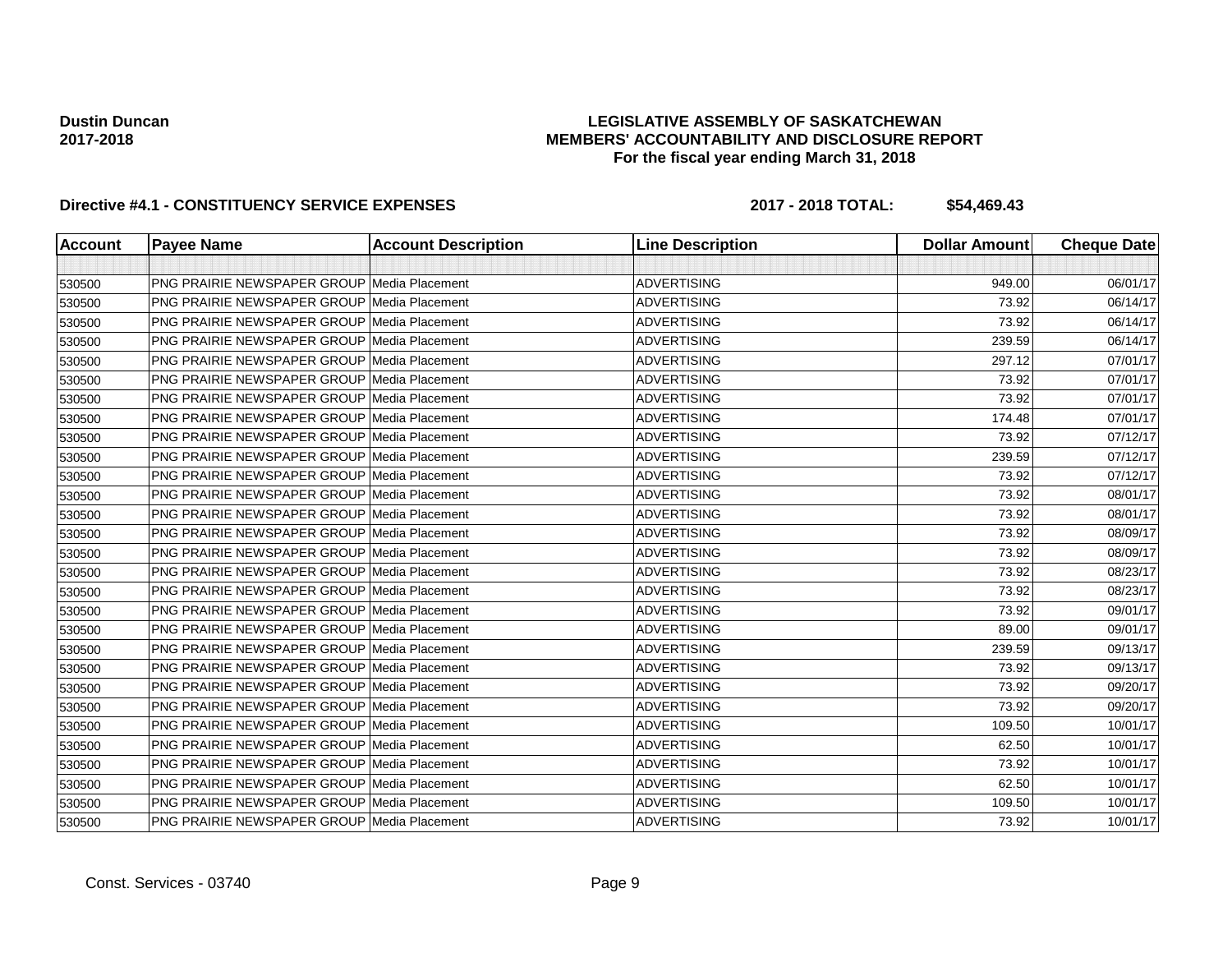**Dustin Duncan**
**2017-2018**

**LEGISLATIVE ASSEMBLY OF SASKATCHEWAN**
**MEMBERS' ACCOUNTABILITY AND DISCLOSURE REPORT**
**For the fiscal year ending March 31, 2018**

**Directive #4.1 - CONSTITUENCY SERVICE EXPENSES** **2017 - 2018 TOTAL: $54,469.43**

| Account | Payee Name | Account Description | Line Description | Dollar Amount | Cheque Date |
|---|---|---|---|---|---|
| | | | | | |
| 530500 | PNG PRAIRIE NEWSPAPER GROUP | Media Placement | ADVERTISING | 949.00 | 06/01/17 |
| 530500 | PNG PRAIRIE NEWSPAPER GROUP | Media Placement | ADVERTISING | 73.92 | 06/14/17 |
| 530500 | PNG PRAIRIE NEWSPAPER GROUP | Media Placement | ADVERTISING | 73.92 | 06/14/17 |
| 530500 | PNG PRAIRIE NEWSPAPER GROUP | Media Placement | ADVERTISING | 239.59 | 06/14/17 |
| 530500 | PNG PRAIRIE NEWSPAPER GROUP | Media Placement | ADVERTISING | 297.12 | 07/01/17 |
| 530500 | PNG PRAIRIE NEWSPAPER GROUP | Media Placement | ADVERTISING | 73.92 | 07/01/17 |
| 530500 | PNG PRAIRIE NEWSPAPER GROUP | Media Placement | ADVERTISING | 73.92 | 07/01/17 |
| 530500 | PNG PRAIRIE NEWSPAPER GROUP | Media Placement | ADVERTISING | 174.48 | 07/01/17 |
| 530500 | PNG PRAIRIE NEWSPAPER GROUP | Media Placement | ADVERTISING | 73.92 | 07/12/17 |
| 530500 | PNG PRAIRIE NEWSPAPER GROUP | Media Placement | ADVERTISING | 239.59 | 07/12/17 |
| 530500 | PNG PRAIRIE NEWSPAPER GROUP | Media Placement | ADVERTISING | 73.92 | 07/12/17 |
| 530500 | PNG PRAIRIE NEWSPAPER GROUP | Media Placement | ADVERTISING | 73.92 | 08/01/17 |
| 530500 | PNG PRAIRIE NEWSPAPER GROUP | Media Placement | ADVERTISING | 73.92 | 08/01/17 |
| 530500 | PNG PRAIRIE NEWSPAPER GROUP | Media Placement | ADVERTISING | 73.92 | 08/09/17 |
| 530500 | PNG PRAIRIE NEWSPAPER GROUP | Media Placement | ADVERTISING | 73.92 | 08/09/17 |
| 530500 | PNG PRAIRIE NEWSPAPER GROUP | Media Placement | ADVERTISING | 73.92 | 08/23/17 |
| 530500 | PNG PRAIRIE NEWSPAPER GROUP | Media Placement | ADVERTISING | 73.92 | 08/23/17 |
| 530500 | PNG PRAIRIE NEWSPAPER GROUP | Media Placement | ADVERTISING | 73.92 | 09/01/17 |
| 530500 | PNG PRAIRIE NEWSPAPER GROUP | Media Placement | ADVERTISING | 89.00 | 09/01/17 |
| 530500 | PNG PRAIRIE NEWSPAPER GROUP | Media Placement | ADVERTISING | 239.59 | 09/13/17 |
| 530500 | PNG PRAIRIE NEWSPAPER GROUP | Media Placement | ADVERTISING | 73.92 | 09/13/17 |
| 530500 | PNG PRAIRIE NEWSPAPER GROUP | Media Placement | ADVERTISING | 73.92 | 09/20/17 |
| 530500 | PNG PRAIRIE NEWSPAPER GROUP | Media Placement | ADVERTISING | 73.92 | 09/20/17 |
| 530500 | PNG PRAIRIE NEWSPAPER GROUP | Media Placement | ADVERTISING | 109.50 | 10/01/17 |
| 530500 | PNG PRAIRIE NEWSPAPER GROUP | Media Placement | ADVERTISING | 62.50 | 10/01/17 |
| 530500 | PNG PRAIRIE NEWSPAPER GROUP | Media Placement | ADVERTISING | 73.92 | 10/01/17 |
| 530500 | PNG PRAIRIE NEWSPAPER GROUP | Media Placement | ADVERTISING | 62.50 | 10/01/17 |
| 530500 | PNG PRAIRIE NEWSPAPER GROUP | Media Placement | ADVERTISING | 109.50 | 10/01/17 |
| 530500 | PNG PRAIRIE NEWSPAPER GROUP | Media Placement | ADVERTISING | 73.92 | 10/01/17 |

Const. Services - 03740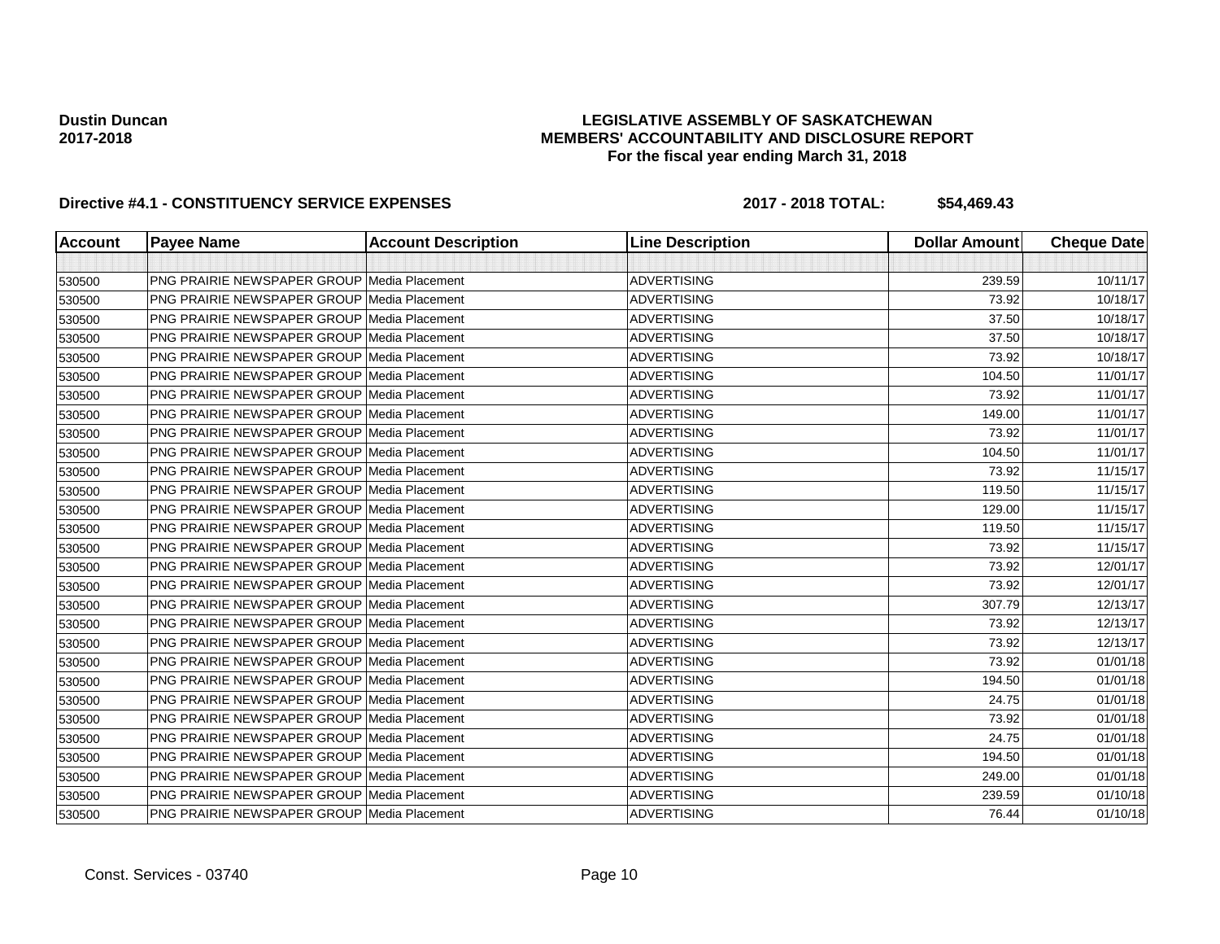**Dustin Duncan**
**2017-2018**

**LEGISLATIVE ASSEMBLY OF SASKATCHEWAN**
**MEMBERS' ACCOUNTABILITY AND DISCLOSURE REPORT**
**For the fiscal year ending March 31, 2018**

**Directive #4.1 - CONSTITUENCY SERVICE EXPENSES** **2017 - 2018 TOTAL: $54,469.43**

| Account | Payee Name | Account Description | Line Description | Dollar Amount | Cheque Date |
|---|---|---|---|---|---|
| | | | | | |
| 530500 | PNG PRAIRIE NEWSPAPER GROUP | Media Placement | ADVERTISING | 239.59 | 10/11/17 |
| 530500 | PNG PRAIRIE NEWSPAPER GROUP | Media Placement | ADVERTISING | 73.92 | 10/18/17 |
| 530500 | PNG PRAIRIE NEWSPAPER GROUP | Media Placement | ADVERTISING | 37.50 | 10/18/17 |
| 530500 | PNG PRAIRIE NEWSPAPER GROUP | Media Placement | ADVERTISING | 37.50 | 10/18/17 |
| 530500 | PNG PRAIRIE NEWSPAPER GROUP | Media Placement | ADVERTISING | 73.92 | 10/18/17 |
| 530500 | PNG PRAIRIE NEWSPAPER GROUP | Media Placement | ADVERTISING | 104.50 | 11/01/17 |
| 530500 | PNG PRAIRIE NEWSPAPER GROUP | Media Placement | ADVERTISING | 73.92 | 11/01/17 |
| 530500 | PNG PRAIRIE NEWSPAPER GROUP | Media Placement | ADVERTISING | 149.00 | 11/01/17 |
| 530500 | PNG PRAIRIE NEWSPAPER GROUP | Media Placement | ADVERTISING | 73.92 | 11/01/17 |
| 530500 | PNG PRAIRIE NEWSPAPER GROUP | Media Placement | ADVERTISING | 104.50 | 11/01/17 |
| 530500 | PNG PRAIRIE NEWSPAPER GROUP | Media Placement | ADVERTISING | 73.92 | 11/15/17 |
| 530500 | PNG PRAIRIE NEWSPAPER GROUP | Media Placement | ADVERTISING | 119.50 | 11/15/17 |
| 530500 | PNG PRAIRIE NEWSPAPER GROUP | Media Placement | ADVERTISING | 129.00 | 11/15/17 |
| 530500 | PNG PRAIRIE NEWSPAPER GROUP | Media Placement | ADVERTISING | 119.50 | 11/15/17 |
| 530500 | PNG PRAIRIE NEWSPAPER GROUP | Media Placement | ADVERTISING | 73.92 | 11/15/17 |
| 530500 | PNG PRAIRIE NEWSPAPER GROUP | Media Placement | ADVERTISING | 73.92 | 12/01/17 |
| 530500 | PNG PRAIRIE NEWSPAPER GROUP | Media Placement | ADVERTISING | 73.92 | 12/01/17 |
| 530500 | PNG PRAIRIE NEWSPAPER GROUP | Media Placement | ADVERTISING | 307.79 | 12/13/17 |
| 530500 | PNG PRAIRIE NEWSPAPER GROUP | Media Placement | ADVERTISING | 73.92 | 12/13/17 |
| 530500 | PNG PRAIRIE NEWSPAPER GROUP | Media Placement | ADVERTISING | 73.92 | 12/13/17 |
| 530500 | PNG PRAIRIE NEWSPAPER GROUP | Media Placement | ADVERTISING | 73.92 | 01/01/18 |
| 530500 | PNG PRAIRIE NEWSPAPER GROUP | Media Placement | ADVERTISING | 194.50 | 01/01/18 |
| 530500 | PNG PRAIRIE NEWSPAPER GROUP | Media Placement | ADVERTISING | 24.75 | 01/01/18 |
| 530500 | PNG PRAIRIE NEWSPAPER GROUP | Media Placement | ADVERTISING | 73.92 | 01/01/18 |
| 530500 | PNG PRAIRIE NEWSPAPER GROUP | Media Placement | ADVERTISING | 24.75 | 01/01/18 |
| 530500 | PNG PRAIRIE NEWSPAPER GROUP | Media Placement | ADVERTISING | 194.50 | 01/01/18 |
| 530500 | PNG PRAIRIE NEWSPAPER GROUP | Media Placement | ADVERTISING | 249.00 | 01/01/18 |
| 530500 | PNG PRAIRIE NEWSPAPER GROUP | Media Placement | ADVERTISING | 239.59 | 01/10/18 |
| 530500 | PNG PRAIRIE NEWSPAPER GROUP | Media Placement | ADVERTISING | 76.44 | 01/10/18 |

Const. Services - 03740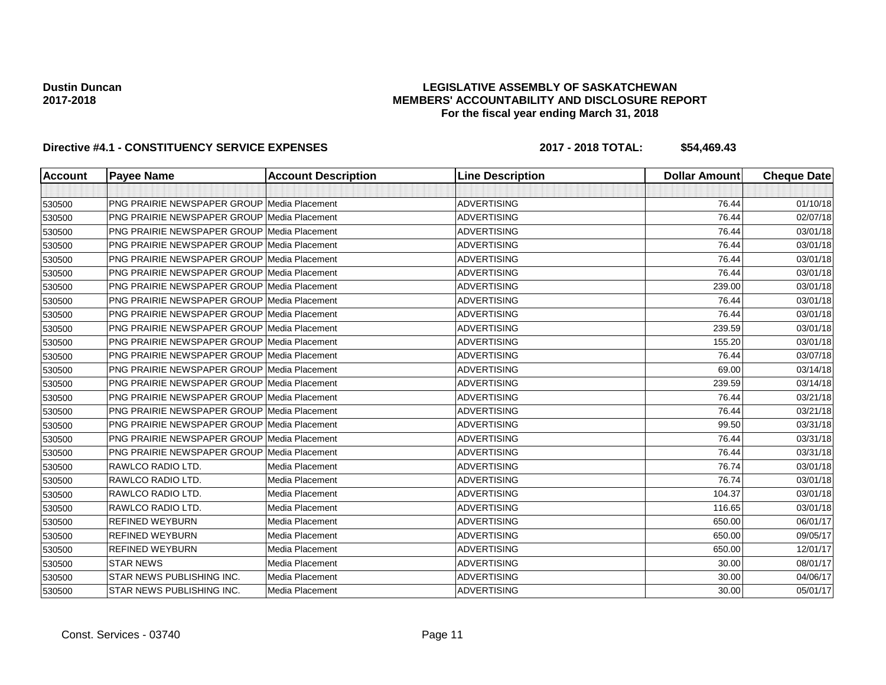**Dustin Duncan**
**2017-2018**

**LEGISLATIVE ASSEMBLY OF SASKATCHEWAN**
**MEMBERS' ACCOUNTABILITY AND DISCLOSURE REPORT**
**For the fiscal year ending March 31, 2018**

**Directive #4.1 - CONSTITUENCY SERVICE EXPENSES** **2017 - 2018 TOTAL: $54,469.43**

| Account | Payee Name | Account Description | Line Description | Dollar Amount | Cheque Date |
|---|---|---|---|---|---|
| | | | | | |
| 530500 | PNG PRAIRIE NEWSPAPER GROUP | Media Placement | ADVERTISING | 76.44 | 01/10/18 |
| 530500 | PNG PRAIRIE NEWSPAPER GROUP | Media Placement | ADVERTISING | 76.44 | 02/07/18 |
| 530500 | PNG PRAIRIE NEWSPAPER GROUP | Media Placement | ADVERTISING | 76.44 | 03/01/18 |
| 530500 | PNG PRAIRIE NEWSPAPER GROUP | Media Placement | ADVERTISING | 76.44 | 03/01/18 |
| 530500 | PNG PRAIRIE NEWSPAPER GROUP | Media Placement | ADVERTISING | 76.44 | 03/01/18 |
| 530500 | PNG PRAIRIE NEWSPAPER GROUP | Media Placement | ADVERTISING | 76.44 | 03/01/18 |
| 530500 | PNG PRAIRIE NEWSPAPER GROUP | Media Placement | ADVERTISING | 239.00 | 03/01/18 |
| 530500 | PNG PRAIRIE NEWSPAPER GROUP | Media Placement | ADVERTISING | 76.44 | 03/01/18 |
| 530500 | PNG PRAIRIE NEWSPAPER GROUP | Media Placement | ADVERTISING | 76.44 | 03/01/18 |
| 530500 | PNG PRAIRIE NEWSPAPER GROUP | Media Placement | ADVERTISING | 239.59 | 03/01/18 |
| 530500 | PNG PRAIRIE NEWSPAPER GROUP | Media Placement | ADVERTISING | 155.20 | 03/01/18 |
| 530500 | PNG PRAIRIE NEWSPAPER GROUP | Media Placement | ADVERTISING | 76.44 | 03/07/18 |
| 530500 | PNG PRAIRIE NEWSPAPER GROUP | Media Placement | ADVERTISING | 69.00 | 03/14/18 |
| 530500 | PNG PRAIRIE NEWSPAPER GROUP | Media Placement | ADVERTISING | 239.59 | 03/14/18 |
| 530500 | PNG PRAIRIE NEWSPAPER GROUP | Media Placement | ADVERTISING | 76.44 | 03/21/18 |
| 530500 | PNG PRAIRIE NEWSPAPER GROUP | Media Placement | ADVERTISING | 76.44 | 03/21/18 |
| 530500 | PNG PRAIRIE NEWSPAPER GROUP | Media Placement | ADVERTISING | 99.50 | 03/31/18 |
| 530500 | PNG PRAIRIE NEWSPAPER GROUP | Media Placement | ADVERTISING | 76.44 | 03/31/18 |
| 530500 | PNG PRAIRIE NEWSPAPER GROUP | Media Placement | ADVERTISING | 76.44 | 03/31/18 |
| 530500 | RAWLCO RADIO LTD. | Media Placement | ADVERTISING | 76.74 | 03/01/18 |
| 530500 | RAWLCO RADIO LTD. | Media Placement | ADVERTISING | 76.74 | 03/01/18 |
| 530500 | RAWLCO RADIO LTD. | Media Placement | ADVERTISING | 104.37 | 03/01/18 |
| 530500 | RAWLCO RADIO LTD. | Media Placement | ADVERTISING | 116.65 | 03/01/18 |
| 530500 | REFINED WEYBURN | Media Placement | ADVERTISING | 650.00 | 06/01/17 |
| 530500 | REFINED WEYBURN | Media Placement | ADVERTISING | 650.00 | 09/05/17 |
| 530500 | REFINED WEYBURN | Media Placement | ADVERTISING | 650.00 | 12/01/17 |
| 530500 | STAR NEWS | Media Placement | ADVERTISING | 30.00 | 08/01/17 |
| 530500 | STAR NEWS PUBLISHING INC. | Media Placement | ADVERTISING | 30.00 | 04/06/17 |
| 530500 | STAR NEWS PUBLISHING INC. | Media Placement | ADVERTISING | 30.00 | 05/01/17 |

Const. Services - 03740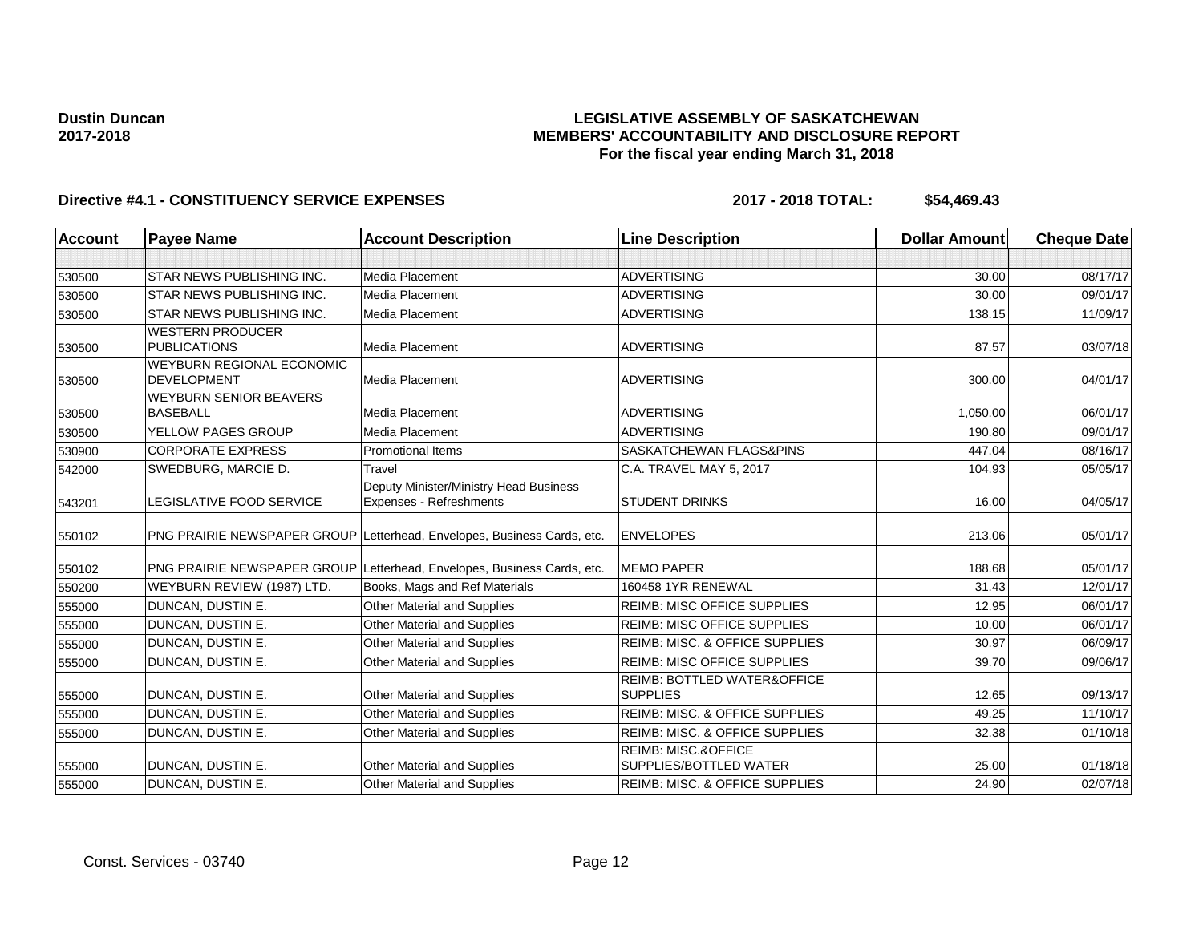**Dustin Duncan**
**2017-2018**

# LEGISLATIVE ASSEMBLY OF SASKATCHEWAN
## MEMBERS' ACCOUNTABILITY AND DISCLOSURE REPORT
### For the fiscal year ending March 31, 2018

**Directive #4.1 - CONSTITUENCY SERVICE EXPENSES** **2017 - 2018 TOTAL: $54,469.43**

| Account | Payee Name | Account Description | Line Description | Dollar Amount | Cheque Date |
|---|---|---|---|---|---|
| | | | | | |
| 530500 | STAR NEWS PUBLISHING INC. | Media Placement | ADVERTISING | 30.00 | 08/17/17 |
| 530500 | STAR NEWS PUBLISHING INC. | Media Placement | ADVERTISING | 30.00 | 09/01/17 |
| 530500 | STAR NEWS PUBLISHING INC. | Media Placement | ADVERTISING | 138.15 | 11/09/17 |
| 530500 | WESTERN PRODUCER PUBLICATIONS | Media Placement | ADVERTISING | 87.57 | 03/07/18 |
| 530500 | WEYBURN REGIONAL ECONOMIC DEVELOPMENT | Media Placement | ADVERTISING | 300.00 | 04/01/17 |
| 530500 | WEYBURN SENIOR BEAVERS BASEBALL | Media Placement | ADVERTISING | 1,050.00 | 06/01/17 |
| 530500 | YELLOW PAGES GROUP | Media Placement | ADVERTISING | 190.80 | 09/01/17 |
| 530900 | CORPORATE EXPRESS | Promotional Items | SASKATCHEWAN FLAGS&PINS | 447.04 | 08/16/17 |
| 542000 | SWEDBURG, MARCIE D. | Travel | C.A. TRAVEL MAY 5, 2017 | 104.93 | 05/05/17 |
| 543201 | LEGISLATIVE FOOD SERVICE | Deputy Minister/Ministry Head Business Expenses - Refreshments | STUDENT DRINKS | 16.00 | 04/05/17 |
| 550102 | PNG PRAIRIE NEWSPAPER GROUP | Letterhead, Envelopes, Business Cards, etc. | ENVELOPES | 213.06 | 05/01/17 |
| 550102 | PNG PRAIRIE NEWSPAPER GROUP | Letterhead, Envelopes, Business Cards, etc. | MEMO PAPER | 188.68 | 05/01/17 |
| 550200 | WEYBURN REVIEW (1987) LTD. | Books, Mags and Ref Materials | 160458 1YR RENEWAL | 31.43 | 12/01/17 |
| 555000 | DUNCAN, DUSTIN E. | Other Material and Supplies | REIMB: MISC OFFICE SUPPLIES | 12.95 | 06/01/17 |
| 555000 | DUNCAN, DUSTIN E. | Other Material and Supplies | REIMB: MISC OFFICE SUPPLIES | 10.00 | 06/01/17 |
| 555000 | DUNCAN, DUSTIN E. | Other Material and Supplies | REIMB: MISC. & OFFICE SUPPLIES | 30.97 | 06/09/17 |
| 555000 | DUNCAN, DUSTIN E. | Other Material and Supplies | REIMB: MISC OFFICE SUPPLIES | 39.70 | 09/06/17 |
| 555000 | DUNCAN, DUSTIN E. | Other Material and Supplies | REIMB: BOTTLED WATER&OFFICE SUPPLIES | 12.65 | 09/13/17 |
| 555000 | DUNCAN, DUSTIN E. | Other Material and Supplies | REIMB: MISC. & OFFICE SUPPLIES | 49.25 | 11/10/17 |
| 555000 | DUNCAN, DUSTIN E. | Other Material and Supplies | REIMB: MISC. & OFFICE SUPPLIES | 32.38 | 01/10/18 |
| 555000 | DUNCAN, DUSTIN E. | Other Material and Supplies | REIMB: MISC.&OFFICE SUPPLIES/BOTTLED WATER | 25.00 | 01/18/18 |
| 555000 | DUNCAN, DUSTIN E. | Other Material and Supplies | REIMB: MISC. & OFFICE SUPPLIES | 24.90 | 02/07/18 |

Const. Services - 03740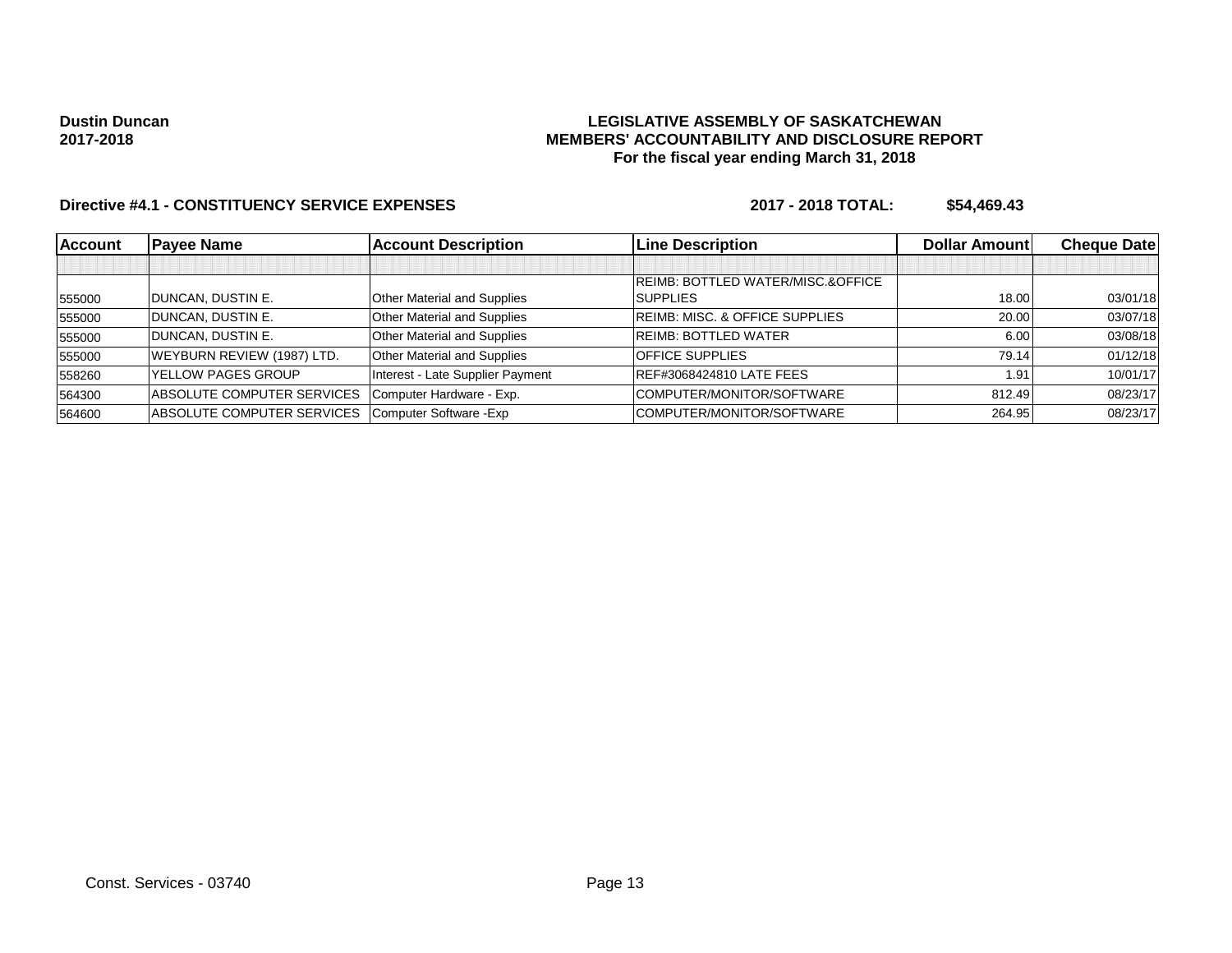**Dustin Duncan**
**2017-2018**

**LEGISLATIVE ASSEMBLY OF SASKATCHEWAN**
**MEMBERS' ACCOUNTABILITY AND DISCLOSURE REPORT**
**For the fiscal year ending March 31, 2018**

**Directive #4.1 - CONSTITUENCY SERVICE EXPENSES** **2017 - 2018 TOTAL: $54,469.43**

| Account | Payee Name | Account Description | Line Description | Dollar Amount | Cheque Date |
|---|---|---|---|---|---|
| | | | | | |
| 555000 | DUNCAN, DUSTIN E. | Other Material and Supplies | REIMB: BOTTLED WATER/MISC.&OFFICE SUPPLIES | 18.00 | 03/01/18 |
| 555000 | DUNCAN, DUSTIN E. | Other Material and Supplies | REIMB: MISC. & OFFICE SUPPLIES | 20.00 | 03/07/18 |
| 555000 | DUNCAN, DUSTIN E. | Other Material and Supplies | REIMB: BOTTLED WATER | 6.00 | 03/08/18 |
| 555000 | WEYBURN REVIEW (1987) LTD. | Other Material and Supplies | OFFICE SUPPLIES | 79.14 | 01/12/18 |
| 558260 | YELLOW PAGES GROUP | Interest - Late Supplier Payment | REF#3068424810 LATE FEES | 1.91 | 10/01/17 |
| 564300 | ABSOLUTE COMPUTER SERVICES | Computer Hardware - Exp. | COMPUTER/MONITOR/SOFTWARE | 812.49 | 08/23/17 |
| 564600 | ABSOLUTE COMPUTER SERVICES | Computer Software -Exp | COMPUTER/MONITOR/SOFTWARE | 264.95 | 08/23/17 |

Const. Services - 03740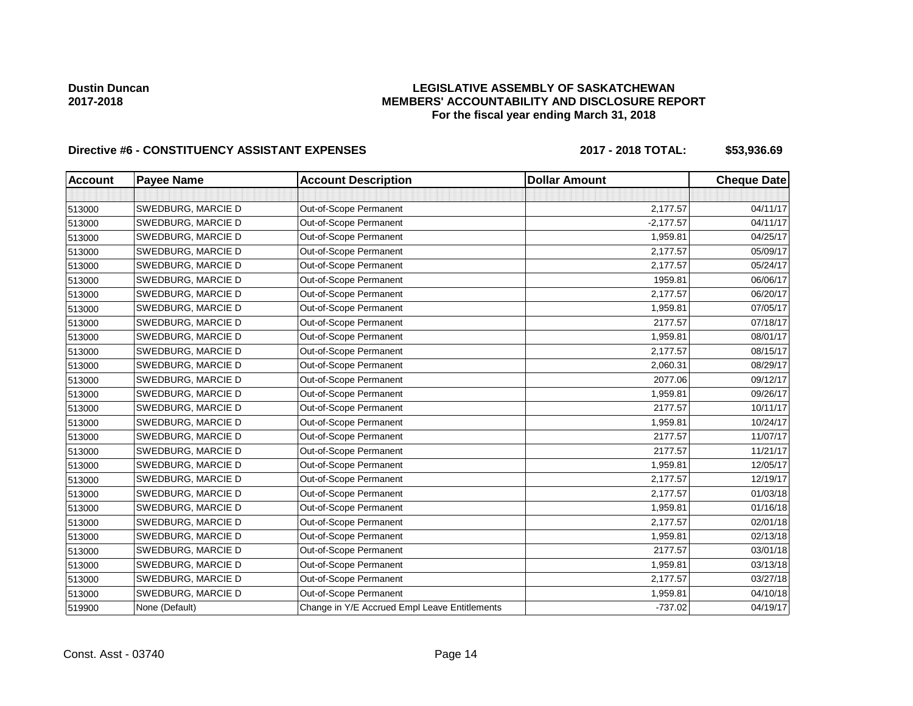**Dustin Duncan**
**2017-2018**

## LEGISLATIVE ASSEMBLY OF SASKATCHEWAN
## MEMBERS' ACCOUNTABILITY AND DISCLOSURE REPORT
### For the fiscal year ending March 31, 2018

### Directive #6 - CONSTITUENCY ASSISTANT EXPENSES — 2017 - 2018 TOTAL: $53,936.69

| Account | Payee Name | Account Description | Dollar Amount | Cheque Date |
|---|---|---|---|---|
| | | | | |
| 513000 | SWEDBURG, MARCIE D | Out-of-Scope Permanent | 2,177.57 | 04/11/17 |
| 513000 | SWEDBURG, MARCIE D | Out-of-Scope Permanent | -2,177.57 | 04/11/17 |
| 513000 | SWEDBURG, MARCIE D | Out-of-Scope Permanent | 1,959.81 | 04/25/17 |
| 513000 | SWEDBURG, MARCIE D | Out-of-Scope Permanent | 2,177.57 | 05/09/17 |
| 513000 | SWEDBURG, MARCIE D | Out-of-Scope Permanent | 2,177.57 | 05/24/17 |
| 513000 | SWEDBURG, MARCIE D | Out-of-Scope Permanent | 1959.81 | 06/06/17 |
| 513000 | SWEDBURG, MARCIE D | Out-of-Scope Permanent | 2,177.57 | 06/20/17 |
| 513000 | SWEDBURG, MARCIE D | Out-of-Scope Permanent | 1,959.81 | 07/05/17 |
| 513000 | SWEDBURG, MARCIE D | Out-of-Scope Permanent | 2177.57 | 07/18/17 |
| 513000 | SWEDBURG, MARCIE D | Out-of-Scope Permanent | 1,959.81 | 08/01/17 |
| 513000 | SWEDBURG, MARCIE D | Out-of-Scope Permanent | 2,177.57 | 08/15/17 |
| 513000 | SWEDBURG, MARCIE D | Out-of-Scope Permanent | 2,060.31 | 08/29/17 |
| 513000 | SWEDBURG, MARCIE D | Out-of-Scope Permanent | 2077.06 | 09/12/17 |
| 513000 | SWEDBURG, MARCIE D | Out-of-Scope Permanent | 1,959.81 | 09/26/17 |
| 513000 | SWEDBURG, MARCIE D | Out-of-Scope Permanent | 2177.57 | 10/11/17 |
| 513000 | SWEDBURG, MARCIE D | Out-of-Scope Permanent | 1,959.81 | 10/24/17 |
| 513000 | SWEDBURG, MARCIE D | Out-of-Scope Permanent | 2177.57 | 11/07/17 |
| 513000 | SWEDBURG, MARCIE D | Out-of-Scope Permanent | 2177.57 | 11/21/17 |
| 513000 | SWEDBURG, MARCIE D | Out-of-Scope Permanent | 1,959.81 | 12/05/17 |
| 513000 | SWEDBURG, MARCIE D | Out-of-Scope Permanent | 2,177.57 | 12/19/17 |
| 513000 | SWEDBURG, MARCIE D | Out-of-Scope Permanent | 2,177.57 | 01/03/18 |
| 513000 | SWEDBURG, MARCIE D | Out-of-Scope Permanent | 1,959.81 | 01/16/18 |
| 513000 | SWEDBURG, MARCIE D | Out-of-Scope Permanent | 2,177.57 | 02/01/18 |
| 513000 | SWEDBURG, MARCIE D | Out-of-Scope Permanent | 1,959.81 | 02/13/18 |
| 513000 | SWEDBURG, MARCIE D | Out-of-Scope Permanent | 2177.57 | 03/01/18 |
| 513000 | SWEDBURG, MARCIE D | Out-of-Scope Permanent | 1,959.81 | 03/13/18 |
| 513000 | SWEDBURG, MARCIE D | Out-of-Scope Permanent | 2,177.57 | 03/27/18 |
| 513000 | SWEDBURG, MARCIE D | Out-of-Scope Permanent | 1,959.81 | 04/10/18 |
| 519900 | None (Default) | Change in Y/E Accrued Empl Leave Entitlements | -737.02 | 04/19/17 |

Const. Asst - 03740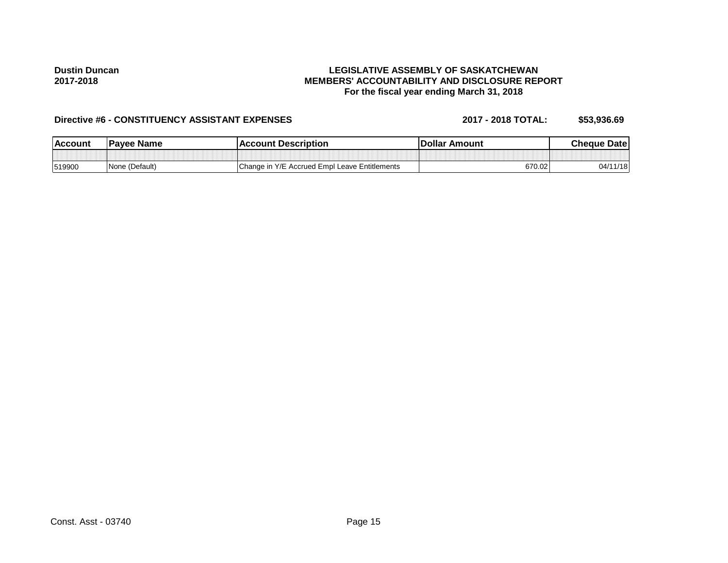**Dustin Duncan**
**2017-2018**

**LEGISLATIVE ASSEMBLY OF SASKATCHEWAN**
**MEMBERS' ACCOUNTABILITY AND DISCLOSURE REPORT**
**For the fiscal year ending March 31, 2018**

**Directive #6 - CONSTITUENCY ASSISTANT EXPENSES** **2017 - 2018 TOTAL: $53,936.69**

| Account | Payee Name | Account Description | Dollar Amount | Cheque Date |
|---|---|---|---|---|
| | | | | |
| 519900 | None (Default) | Change in Y/E Accrued Empl Leave Entitlements | 670.02 | 04/11/18 |

Const. Asst - 03740